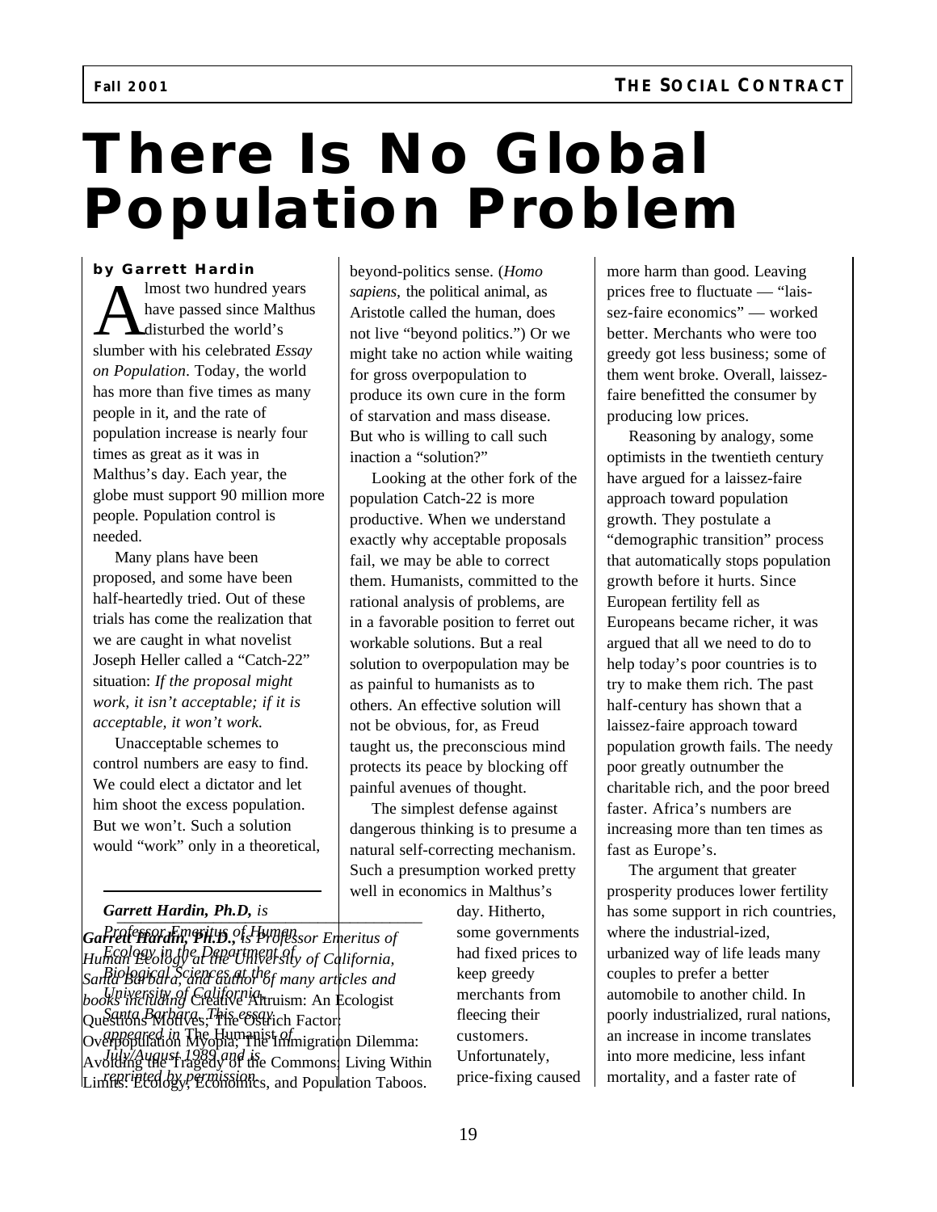# There Is No Global Population Problem

**by Garrett Hardin**

Almost two hundred years have passed since Malthus disturbed the world's slumber with his celebrated *Essay on Population*. Today, the world has more than five times as many people in it, and the rate of population increase is nearly four times as great as it was in Malthus's day. Each year, the globe must support 90 million more people. Population control is needed.

Many plans have been proposed, and some have been half-heartedly tried. Out of these trials has come the realization that we are caught in what novelist Joseph Heller called a "Catch-22" situation: *If the proposal might work, it isn't acceptable; if it is acceptable, it won't work.*

Unacceptable schemes to control numbers are easy to find. We could elect a dictator and let him shoot the excess population. But we won't. Such a solution would "work" only in a theoretical, beyond-politics sense. (*Homo sapiens*, the political animal, as Aristotle called the human, does not live "beyond politics.") Or we might take no action while waiting for gross overpopulation to produce its own cure in the form of starvation and mass disease. But who is willing to call such inaction a "solution?"

Looking at the other fork of the population Catch-22 is more productive. When we understand exactly why acceptable proposals fail, we may be able to correct them. Humanists, committed to the rational analysis of problems, are in a favorable position to ferret out workable solutions. But a real solution to overpopulation may be as painful to humanists as to others. An effective solution will not be obvious, for, as Freud taught us, the preconscious mind protects its peace by blocking off painful avenues of thought.

The simplest defense against dangerous thinking is to presume a natural self-correcting mechanism. Such a presumption worked pretty well in economics in Malthus's day. Hitherto, some governments had fixed prices to keep greedy merchants from fleecing their customers. Unfortunately, price-fixing caused more harm than good. Leaving prices free to fluctuate — "laissez-faire economics" — worked better. Merchants who were too greedy got less business; some of them went broke. Overall, laissez-faire benefitted the consumer by producing low prices.

Reasoning by analogy, some optimists in the twentieth century have argued for a laissez-faire approach toward population growth. They postulate a "demographic transition" process that automatically stops population growth before it hurts. Since European fertility fell as Europeans became richer, it was argued that all we need to do to help today's poor countries is to try to make them rich. The past half-century has shown that a laissez-faire approach toward population growth fails. The needy poor greatly outnumber the charitable rich, and the poor breed faster. Africa's numbers are increasing more than ten times as fast as Europe's.

The argument that greater prosperity produces lower fertility has some support in rich countries, where the industrial-ized, urbanized way of life leads many couples to prefer a better automobile to another child. In poorly industrialized, rural nations, an increase in income translates into more medicine, less infant mortality, and a faster rate of

---

*Garrett Hardin, Ph.D., is Professor Emeritus of Human Ecology in the Department of Biological Sciences at the University of California, Santa Barbara. This essay appeared in The Humanist of July/August 1989 and is reprinted by permission.*

***Garrett Hardin, Ph.D.,** is Professor Emeritus of Human Ecology at the University of California, Santa Barbara, and author of many articles and books including* Creative Altruism: An Ecologist Questions Motives; The Ostrich Factor: Overpopulation Myopia; The Immigration Dilemma: Avoiding the Tragedy of the Commons; Living Within Limits: Ecology, Economics, and Population Taboos.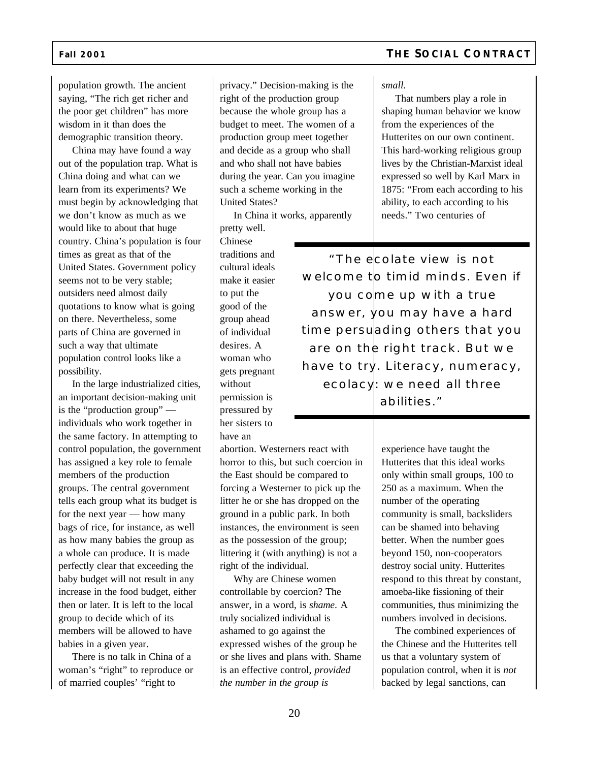population growth. The ancient saying, "The rich get richer and the poor get children" has more wisdom in it than does the demographic transition theory.

China may have found a way out of the population trap. What is China doing and what can we learn from its experiments? We must begin by acknowledging that we don't know as much as we would like to about that huge country. China's population is four times as great as that of the United States. Government policy seems not to be very stable; outsiders need almost daily quotations to know what is going on there. Nevertheless, some parts of China are governed in such a way that ultimate population control looks like a possibility.

In the large industrialized cities, an important decision-making unit is the "production group" — individuals who work together in the same factory. In attempting to control population, the government has assigned a key role to female members of the production groups. The central government tells each group what its budget is for the next year — how many bags of rice, for instance, as well as how many babies the group as a whole can produce. It is made perfectly clear that exceeding the baby budget will not result in any increase in the food budget, either then or later. It is left to the local group to decide which of its members will be allowed to have babies in a given year.

There is no talk in China of a woman's "right" to reproduce or of married couples' "right to privacy." Decision-making is the right of the production group because the whole group has a budget to meet. The women of a production group meet together and decide as a group who shall and who shall not have babies during the year. Can you imagine such a scheme working in the United States?

In China it works, apparently pretty well. Chinese traditions and cultural ideals make it easier to put the good of the group ahead of individual desires. A woman who gets pregnant without permission is pressured by her sisters to have an abortion. Westerners react with horror to this, but such coercion in the East should be compared to forcing a Westerner to pick up the litter he or she has dropped on the ground in a public park. In both instances, the environment is seen as the possession of the group; littering it (with anything) is not a right of the individual.

> "The ecolate view is not welcome to timid minds. Even if you come up with a true answer, you may have a hard time persuading others that you are on the right track. But we have to try. Literacy, numeracy, ecolacy: we need all three abilities."

Why are Chinese women controllable by coercion? The answer, in a word, is *shame*. A truly socialized individual is ashamed to go against the expressed wishes of the group he or she lives and plans with. Shame is an effective control, *provided the number in the group is small.*

That numbers play a role in shaping human behavior we know from the experiences of the Hutterites on our own continent. This hard-working religious group lives by the Christian-Marxist ideal expressed so well by Karl Marx in 1875: "From each according to his ability, to each according to his needs." Two centuries of experience have taught the Hutterites that this ideal works only within small groups, 100 to 250 as a maximum. When the number of the operating community is small, backsliders can be shamed into behaving better. When the number goes beyond 150, non-cooperators destroy social unity. Hutterites respond to this threat by constant, amoeba-like fissioning of their communities, thus minimizing the numbers involved in decisions.

The combined experiences of the Chinese and the Hutterites tell us that a voluntary system of population control, when it is *not* backed by legal sanctions, can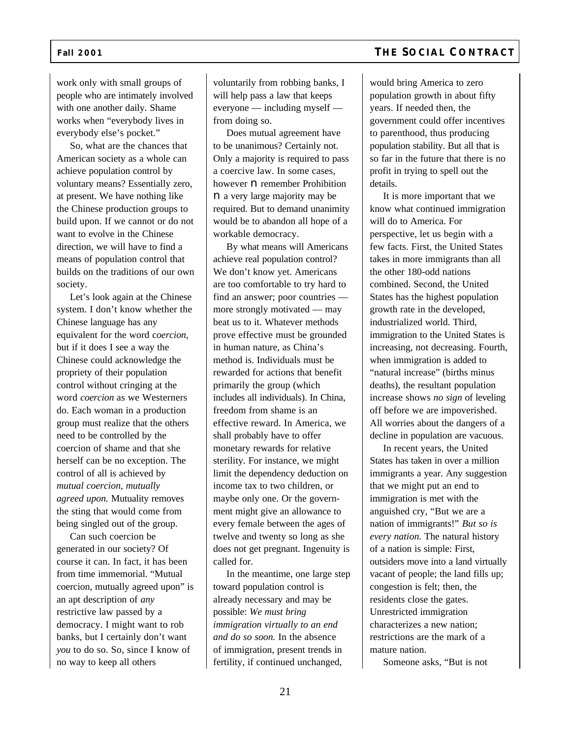work only with small groups of people who are intimately involved with one another daily. Shame works when "everybody lives in everybody else's pocket."

So, what are the chances that American society as a whole can achieve population control by voluntary means? Essentially zero, at present. We have nothing like the Chinese production groups to build upon. If we cannot or do not want to evolve in the Chinese direction, we will have to find a means of population control that builds on the traditions of our own society.

Let's look again at the Chinese system. I don't know whether the Chinese language has any equivalent for the word c*oercion,* but if it does I see a way the Chinese could acknowledge the propriety of their population control without cringing at the word *coercion* as we Westerners do. Each woman in a production group must realize that the others need to be controlled by the coercion of shame and that she herself can be no exception. The control of all is achieved by *mutual coercion, mutually agreed upon.* Mutuality removes the sting that would come from being singled out of the group.

Can such coercion be generated in our society? Of course it can. In fact, it has been from time immemorial. "Mutual coercion, mutually agreed upon" is an apt description of *any* restrictive law passed by a democracy. I might want to rob banks, but I certainly don't want *you* to do so. So, since I know of no way to keep all others voluntarily from robbing banks, I will help pass a law that keeps everyone — including myself — from doing so.

Does mutual agreement have to be unanimous? Certainly not. Only a majority is required to pass a coercive law. In some cases, however n remember Prohibition n a very large majority may be required. But to demand unanimity would be to abandon all hope of a workable democracy.

By what means will Americans achieve real population control? We don't know yet. Americans are too comfortable to try hard to find an answer; poor countries — more strongly motivated — may beat us to it. Whatever methods prove effective must be grounded in human nature, as China's method is. Individuals must be rewarded for actions that benefit primarily the group (which includes all individuals). In China, freedom from shame is an effective reward. In America, we shall probably have to offer monetary rewards for relative sterility. For instance, we might limit the dependency deduction on income tax to two children, or maybe only one. Or the government might give an allowance to every female between the ages of twelve and twenty so long as she does not get pregnant. Ingenuity is called for.

In the meantime, one large step toward population control is already necessary and may be possible: *We must bring immigration virtually to an end and do so soon.* In the absence of immigration, present trends in fertility, if continued unchanged, would bring America to zero population growth in about fifty years. If needed then, the government could offer incentives to parenthood, thus producing population stability. But all that is so far in the future that there is no profit in trying to spell out the details.

It is more important that we know what continued immigration will do to America. For perspective, let us begin with a few facts. First, the United States takes in more immigrants than all the other 180-odd nations combined. Second, the United States has the highest population growth rate in the developed, industrialized world. Third, immigration to the United States is increasing, not decreasing. Fourth, when immigration is added to "natural increase" (births minus deaths), the resultant population increase shows *no sign* of leveling off before we are impoverished. All worries about the dangers of a decline in population are vacuous.

In recent years, the United States has taken in over a million immigrants a year. Any suggestion that we might put an end to immigration is met with the anguished cry, "But we are a nation of immigrants!" *But so is every nation.* The natural history of a nation is simple: First, outsiders move into a land virtually vacant of people; the land fills up; congestion is felt; then, the residents close the gates. Unrestricted immigration characterizes a new nation; restrictions are the mark of a mature nation.

Someone asks, "But is not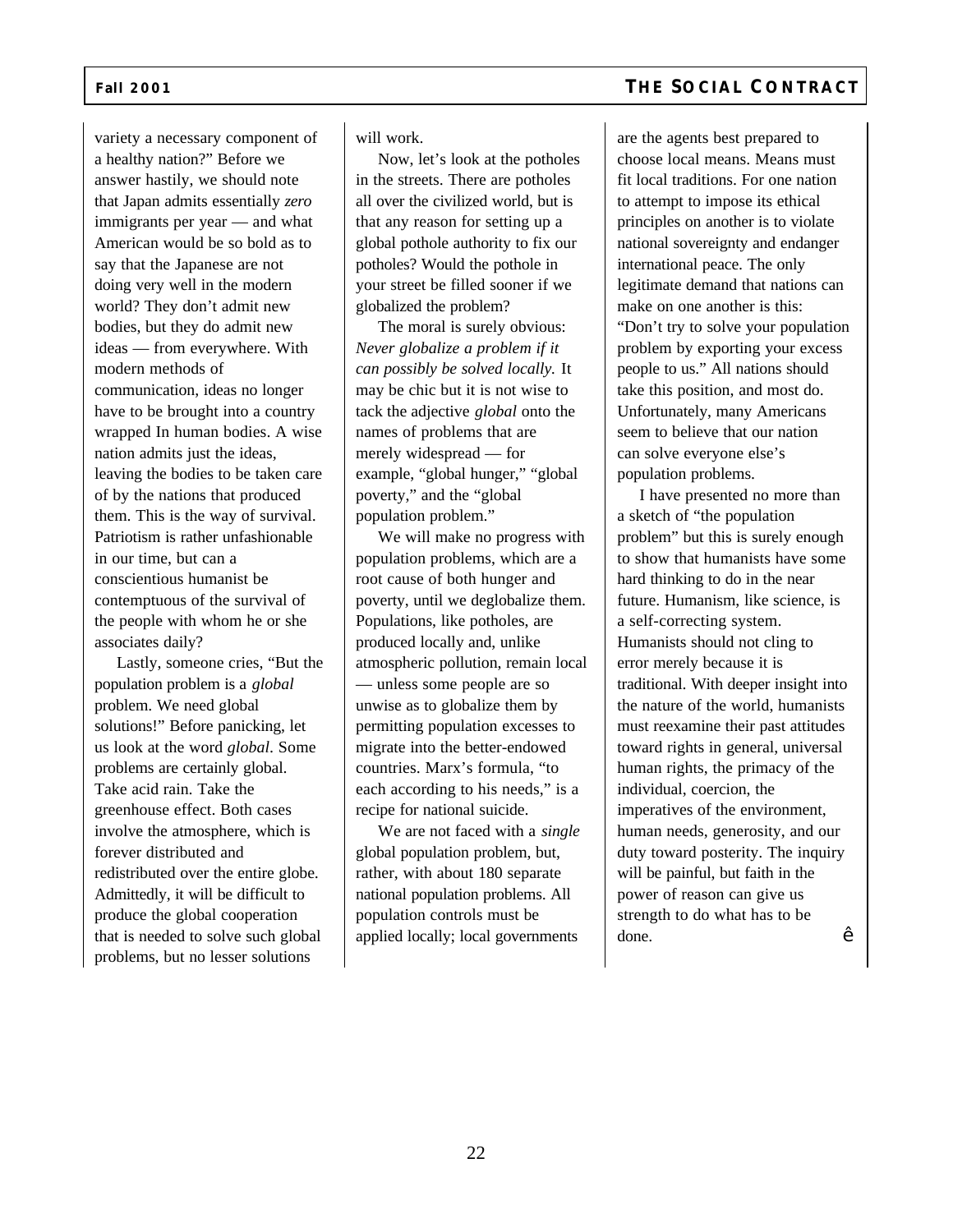variety a necessary component of a healthy nation?" Before we answer hastily, we should note that Japan admits essentially *zero* immigrants per year — and what American would be so bold as to say that the Japanese are not doing very well in the modern world? They don't admit new bodies, but they do admit new ideas — from everywhere. With modern methods of communication, ideas no longer have to be brought into a country wrapped In human bodies. A wise nation admits just the ideas, leaving the bodies to be taken care of by the nations that produced them. This is the way of survival. Patriotism is rather unfashionable in our time, but can a conscientious humanist be contemptuous of the survival of the people with whom he or she associates daily?

Lastly, someone cries, "But the population problem is a *global* problem. We need global solutions!" Before panicking, let us look at the word *global*. Some problems are certainly global. Take acid rain. Take the greenhouse effect. Both cases involve the atmosphere, which is forever distributed and redistributed over the entire globe. Admittedly, it will be difficult to produce the global cooperation that is needed to solve such global problems, but no lesser solutions will work.

Now, let's look at the potholes in the streets. There are potholes all over the civilized world, but is that any reason for setting up a global pothole authority to fix our potholes? Would the pothole in your street be filled sooner if we globalized the problem?

The moral is surely obvious: *Never globalize a problem if it can possibly be solved locally.* It may be chic but it is not wise to tack the adjective *global* onto the names of problems that are merely widespread — for example, "global hunger," "global poverty," and the "global population problem."

We will make no progress with population problems, which are a root cause of both hunger and poverty, until we deglobalize them. Populations, like potholes, are produced locally and, unlike atmospheric pollution, remain local — unless some people are so unwise as to globalize them by permitting population excesses to migrate into the better-endowed countries. Marx's formula, "to each according to his needs," is a recipe for national suicide.

We are not faced with a *single* global population problem, but, rather, with about 180 separate national population problems. All population controls must be applied locally; local governments are the agents best prepared to choose local means. Means must fit local traditions. For one nation to attempt to impose its ethical principles on another is to violate national sovereignty and endanger international peace. The only legitimate demand that nations can make on one another is this: "Don't try to solve your population problem by exporting your excess people to us." All nations should take this position, and most do. Unfortunately, many Americans seem to believe that our nation can solve everyone else's population problems.

I have presented no more than a sketch of "the population problem" but this is surely enough to show that humanists have some hard thinking to do in the near future. Humanism, like science, is a self-correcting system. Humanists should not cling to error merely because it is traditional. With deeper insight into the nature of the world, humanists must reexamine their past attitudes toward rights in general, universal human rights, the primacy of the individual, coercion, the imperatives of the environment, human needs, generosity, and our duty toward posterity. The inquiry will be painful, but faith in the power of reason can give us strength to do what has to be done.